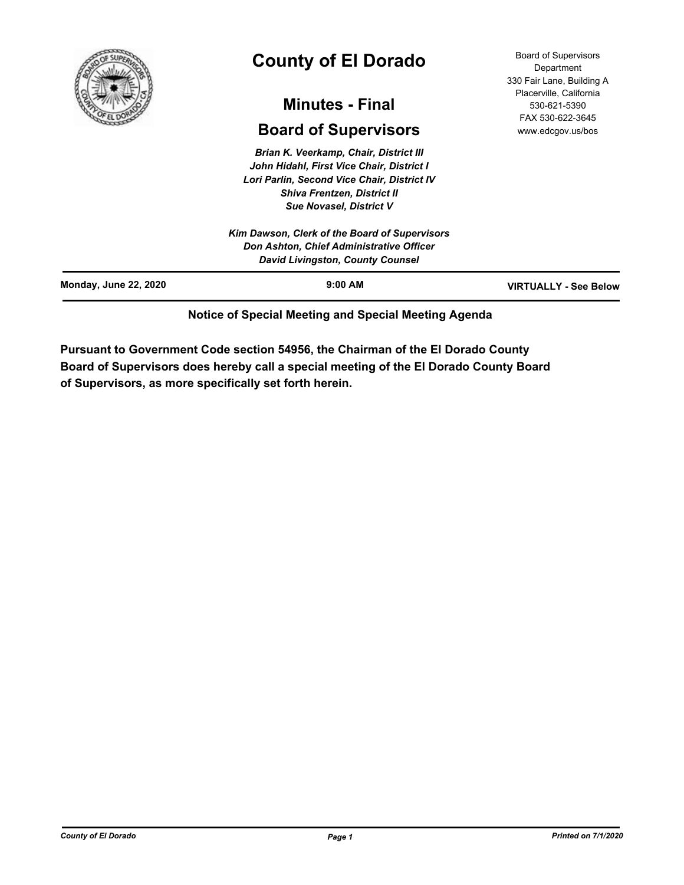# County of El Dorado

## Minutes - Final

## Board of Supervisors

*Brian K. Veerkamp, Chair, District III*
*John Hidahl, First Vice Chair, District I*
*Lori Parlin, Second Vice Chair, District IV*
*Shiva Frentzen, District II*
*Sue Novasel, District V*

*Kim Dawson, Clerk of the Board of Supervisors*
*Don Ashton, Chief Administrative Officer*
*David Livingston, County Counsel*

Board of Supervisors
Department
330 Fair Lane, Building A
Placerville, California
530-621-5390
FAX 530-622-3645
www.edcgov.us/bos

**Monday, June 22, 2020** | **9:00 AM** | **VIRTUALLY - See Below**

**Notice of Special Meeting and Special Meeting Agenda**

**Pursuant to Government Code section 54956, the Chairman of the El Dorado County Board of Supervisors does hereby call a special meeting of the El Dorado County Board of Supervisors, as more specifically set forth herein.**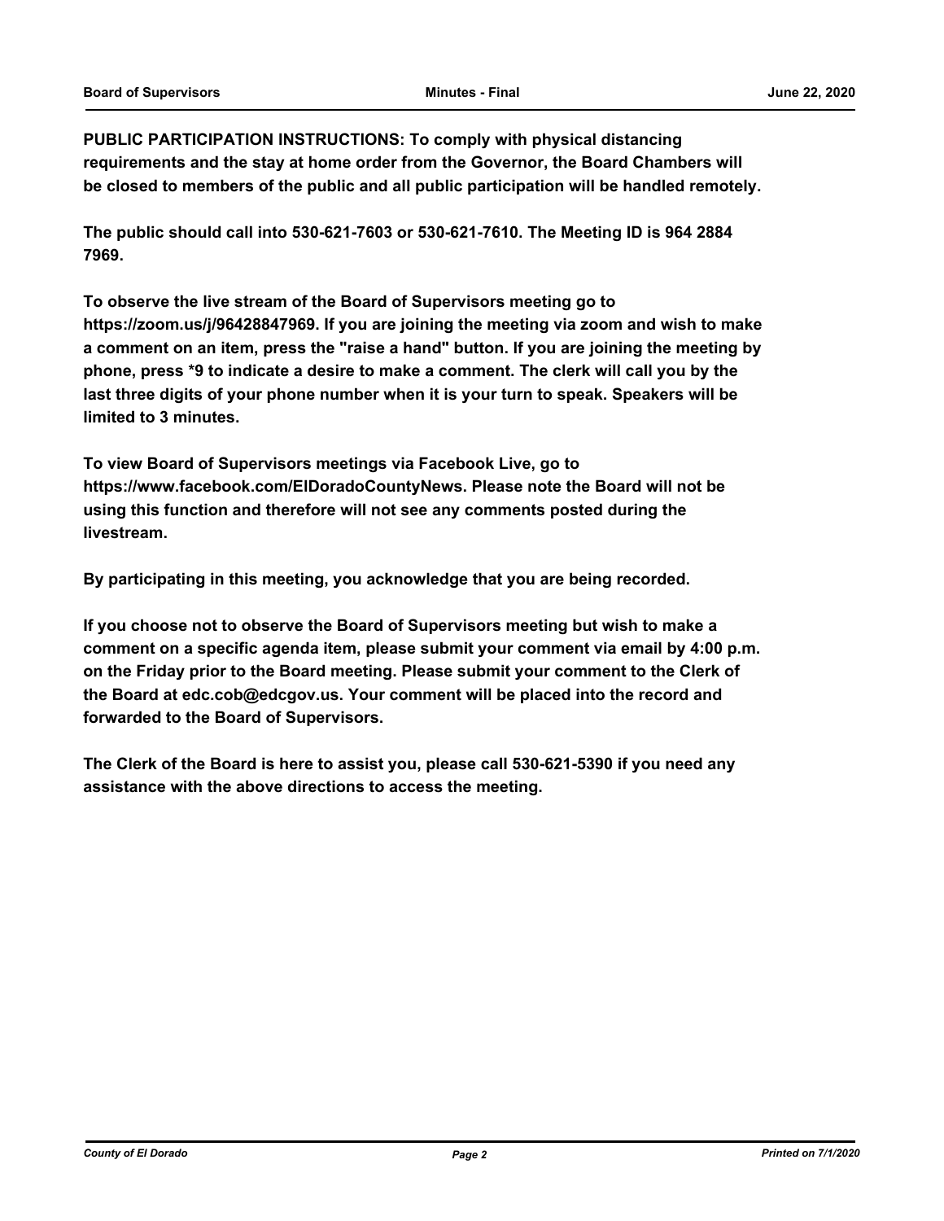**PUBLIC PARTICIPATION INSTRUCTIONS: To comply with physical distancing requirements and the stay at home order from the Governor, the Board Chambers will be closed to members of the public and all public participation will be handled remotely.**

**The public should call into 530-621-7603 or 530-621-7610. The Meeting ID is 964 2884 7969.**

**To observe the live stream of the Board of Supervisors meeting go to https://zoom.us/j/96428847969. If you are joining the meeting via zoom and wish to make a comment on an item, press the "raise a hand" button. If you are joining the meeting by phone, press *9 to indicate a desire to make a comment. The clerk will call you by the last three digits of your phone number when it is your turn to speak. Speakers will be limited to 3 minutes.**

**To view Board of Supervisors meetings via Facebook Live, go to https://www.facebook.com/ElDoradoCountyNews. Please note the Board will not be using this function and therefore will not see any comments posted during the livestream.**

**By participating in this meeting, you acknowledge that you are being recorded.**

**If you choose not to observe the Board of Supervisors meeting but wish to make a comment on a specific agenda item, please submit your comment via email by 4:00 p.m. on the Friday prior to the Board meeting. Please submit your comment to the Clerk of the Board at edc.cob@edcgov.us. Your comment will be placed into the record and forwarded to the Board of Supervisors.**

**The Clerk of the Board is here to assist you, please call 530-621-5390 if you need any assistance with the above directions to access the meeting.**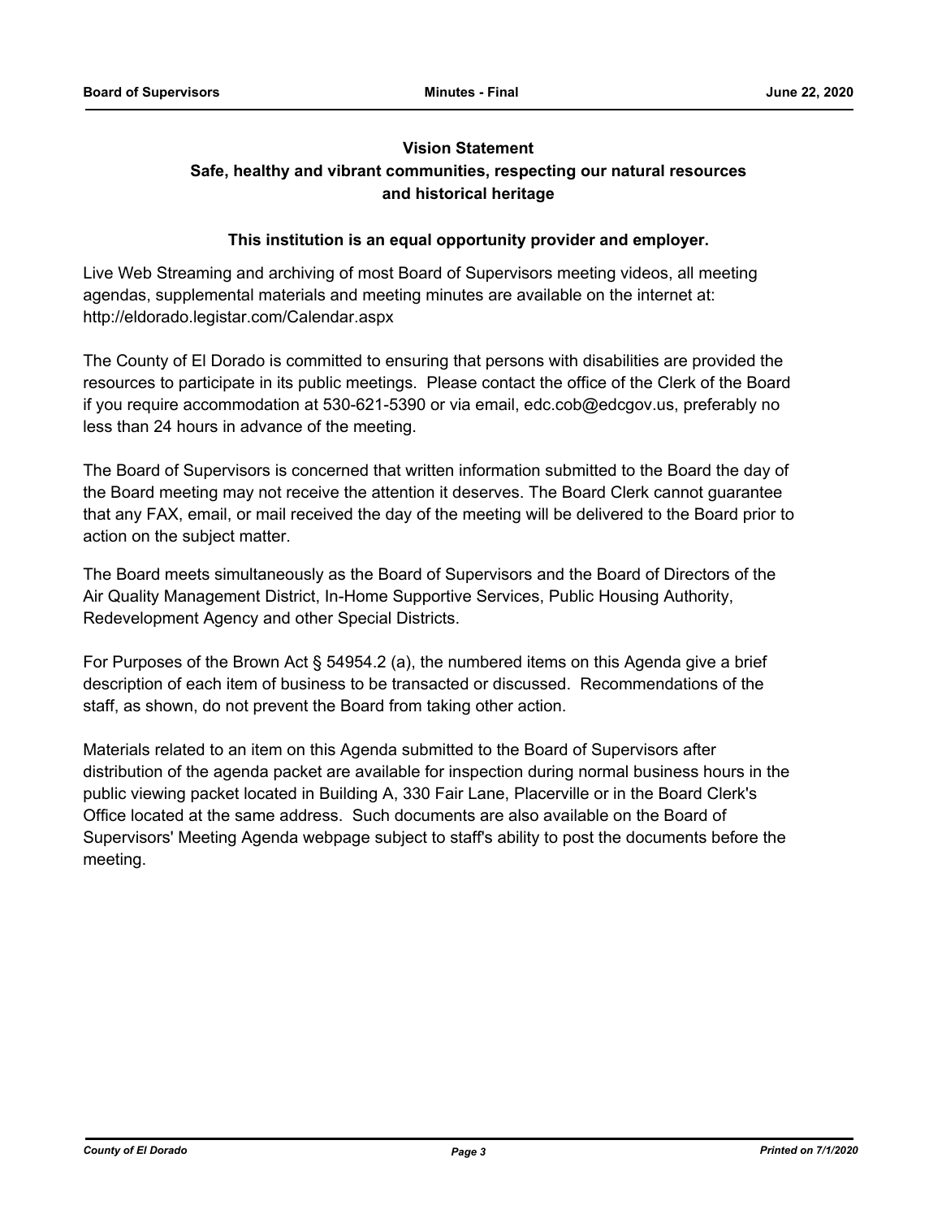**Vision Statement**

**Safe, healthy and vibrant communities, respecting our natural resources and historical heritage**

**This institution is an equal opportunity provider and employer.**

Live Web Streaming and archiving of most Board of Supervisors meeting videos, all meeting agendas, supplemental materials and meeting minutes are available on the internet at: http://eldorado.legistar.com/Calendar.aspx

The County of El Dorado is committed to ensuring that persons with disabilities are provided the resources to participate in its public meetings. Please contact the office of the Clerk of the Board if you require accommodation at 530-621-5390 or via email, edc.cob@edcgov.us, preferably no less than 24 hours in advance of the meeting.

The Board of Supervisors is concerned that written information submitted to the Board the day of the Board meeting may not receive the attention it deserves. The Board Clerk cannot guarantee that any FAX, email, or mail received the day of the meeting will be delivered to the Board prior to action on the subject matter.

The Board meets simultaneously as the Board of Supervisors and the Board of Directors of the Air Quality Management District, In-Home Supportive Services, Public Housing Authority, Redevelopment Agency and other Special Districts.

For Purposes of the Brown Act § 54954.2 (a), the numbered items on this Agenda give a brief description of each item of business to be transacted or discussed. Recommendations of the staff, as shown, do not prevent the Board from taking other action.

Materials related to an item on this Agenda submitted to the Board of Supervisors after distribution of the agenda packet are available for inspection during normal business hours in the public viewing packet located in Building A, 330 Fair Lane, Placerville or in the Board Clerk's Office located at the same address. Such documents are also available on the Board of Supervisors' Meeting Agenda webpage subject to staff's ability to post the documents before the meeting.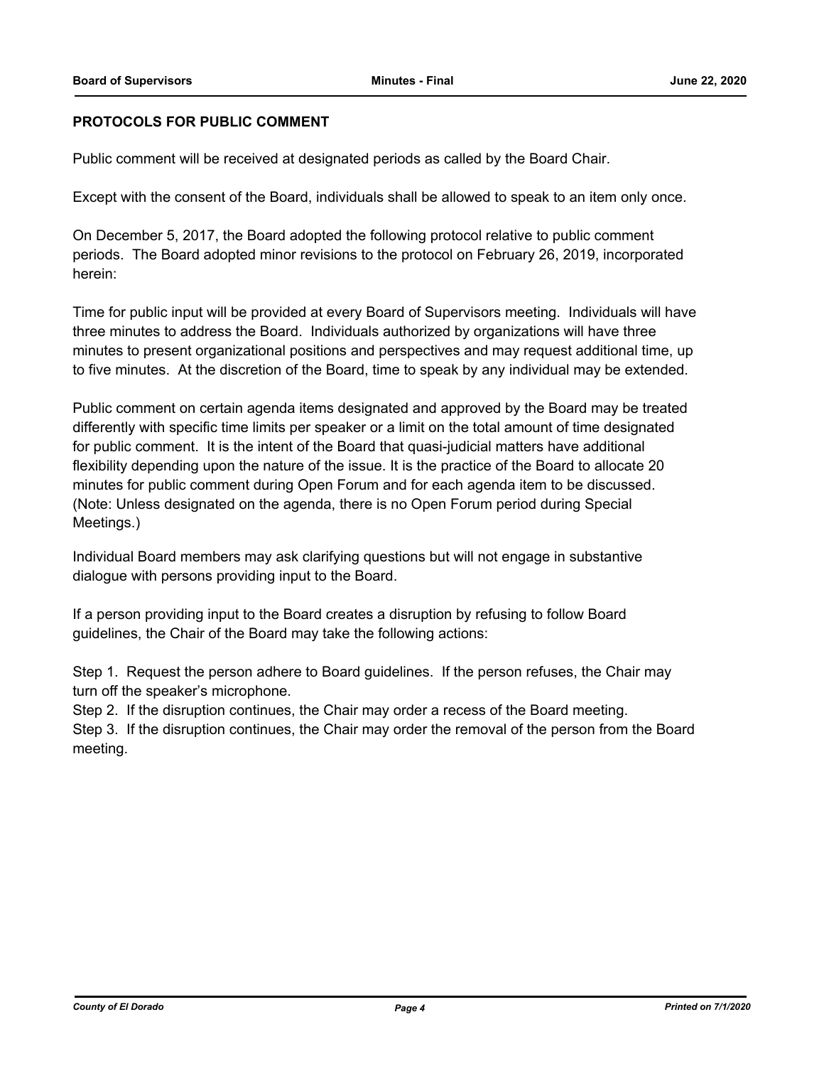**PROTOCOLS FOR PUBLIC COMMENT**

Public comment will be received at designated periods as called by the Board Chair.

Except with the consent of the Board, individuals shall be allowed to speak to an item only once.

On December 5, 2017, the Board adopted the following protocol relative to public comment periods. The Board adopted minor revisions to the protocol on February 26, 2019, incorporated herein:

Time for public input will be provided at every Board of Supervisors meeting. Individuals will have three minutes to address the Board. Individuals authorized by organizations will have three minutes to present organizational positions and perspectives and may request additional time, up to five minutes. At the discretion of the Board, time to speak by any individual may be extended.

Public comment on certain agenda items designated and approved by the Board may be treated differently with specific time limits per speaker or a limit on the total amount of time designated for public comment. It is the intent of the Board that quasi-judicial matters have additional flexibility depending upon the nature of the issue. It is the practice of the Board to allocate 20 minutes for public comment during Open Forum and for each agenda item to be discussed. (Note: Unless designated on the agenda, there is no Open Forum period during Special Meetings.)

Individual Board members may ask clarifying questions but will not engage in substantive dialogue with persons providing input to the Board.

If a person providing input to the Board creates a disruption by refusing to follow Board guidelines, the Chair of the Board may take the following actions:

Step 1. Request the person adhere to Board guidelines. If the person refuses, the Chair may turn off the speaker's microphone.
Step 2. If the disruption continues, the Chair may order a recess of the Board meeting.
Step 3. If the disruption continues, the Chair may order the removal of the person from the Board meeting.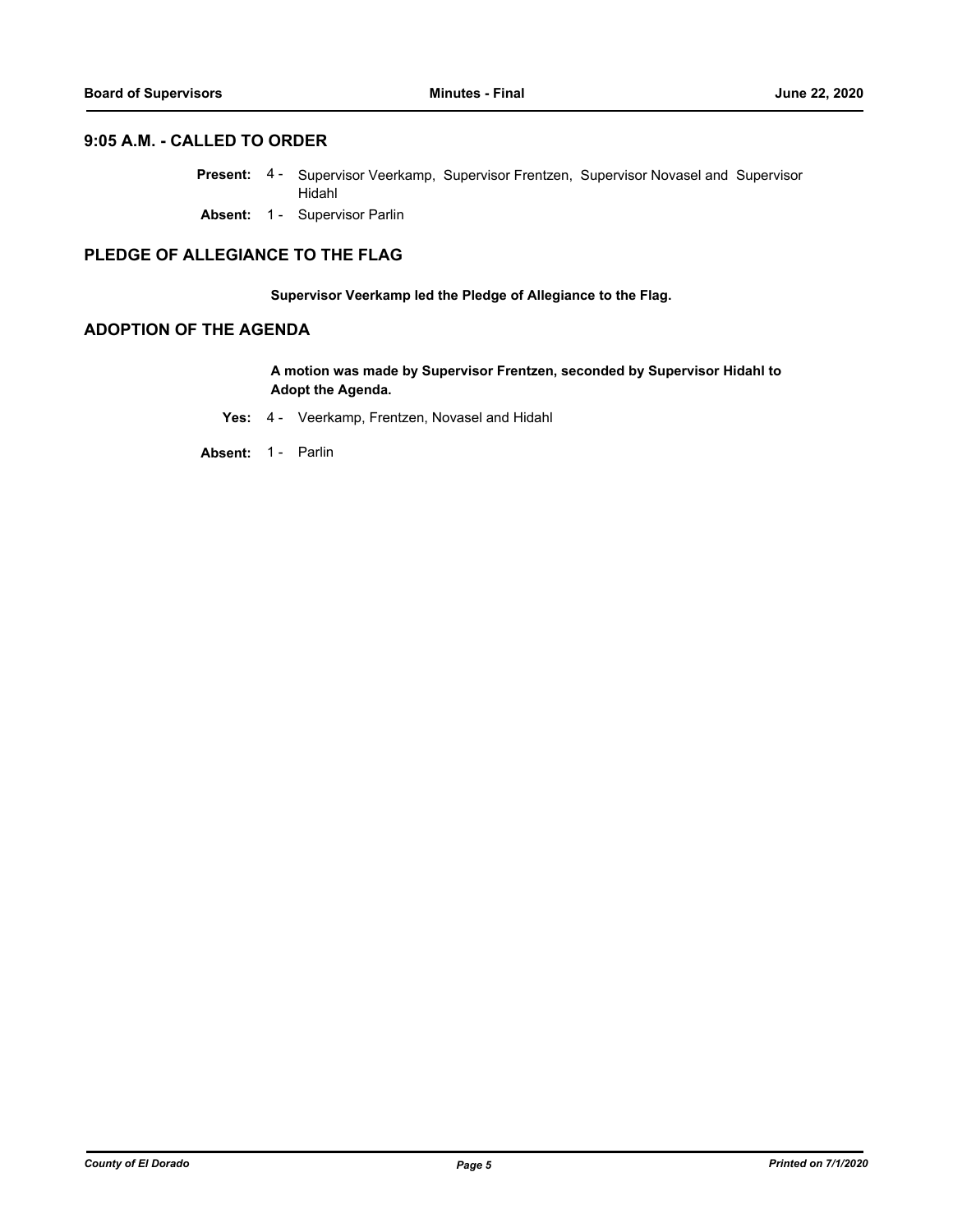## 9:05 A.M. - CALLED TO ORDER

**Present:** 4 - Supervisor Veerkamp, Supervisor Frentzen, Supervisor Novasel and Supervisor Hidahl

**Absent:** 1 - Supervisor Parlin

## PLEDGE OF ALLEGIANCE TO THE FLAG

**Supervisor Veerkamp led the Pledge of Allegiance to the Flag.**

## ADOPTION OF THE AGENDA

**A motion was made by Supervisor Frentzen, seconded by Supervisor Hidahl to Adopt the Agenda.**

**Yes:** 4 - Veerkamp, Frentzen, Novasel and Hidahl

**Absent:** 1 - Parlin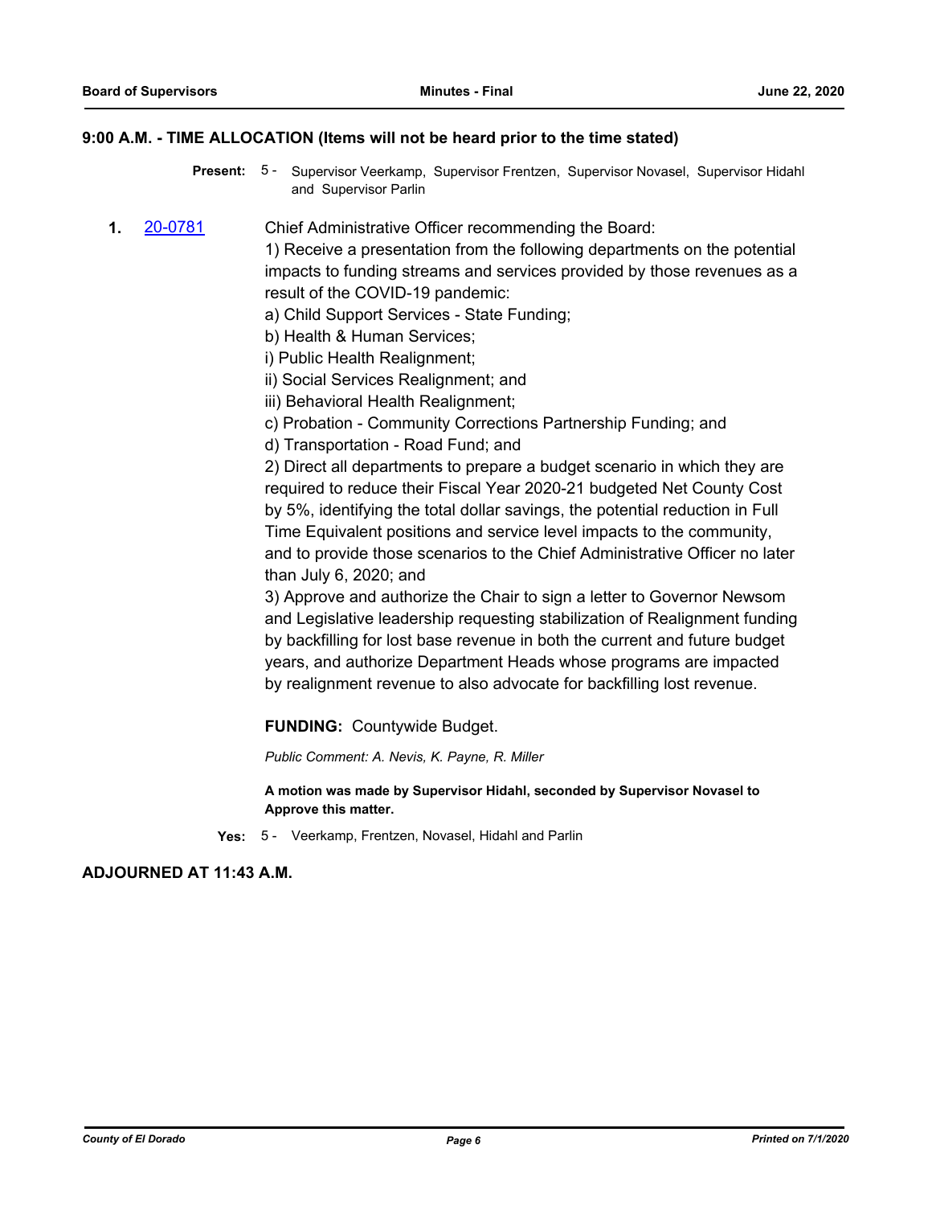### 9:00 A.M. - TIME ALLOCATION (Items will not be heard prior to the time stated)

**Present:** 5 - Supervisor Veerkamp, Supervisor Frentzen, Supervisor Novasel, Supervisor Hidahl and Supervisor Parlin

**1.** 20-0781 Chief Administrative Officer recommending the Board:

1) Receive a presentation from the following departments on the potential impacts to funding streams and services provided by those revenues as a result of the COVID-19 pandemic:

a) Child Support Services - State Funding;

b) Health & Human Services;

i) Public Health Realignment;

ii) Social Services Realignment; and

iii) Behavioral Health Realignment;

c) Probation - Community Corrections Partnership Funding; and

d) Transportation - Road Fund; and

2) Direct all departments to prepare a budget scenario in which they are required to reduce their Fiscal Year 2020-21 budgeted Net County Cost by 5%, identifying the total dollar savings, the potential reduction in Full Time Equivalent positions and service level impacts to the community, and to provide those scenarios to the Chief Administrative Officer no later than July 6, 2020; and

3) Approve and authorize the Chair to sign a letter to Governor Newsom and Legislative leadership requesting stabilization of Realignment funding by backfilling for lost base revenue in both the current and future budget years, and authorize Department Heads whose programs are impacted by realignment revenue to also advocate for backfilling lost revenue.

**FUNDING:** Countywide Budget.

*Public Comment: A. Nevis, K. Payne, R. Miller*

**A motion was made by Supervisor Hidahl, seconded by Supervisor Novasel to Approve this matter.**

**Yes:** 5 - Veerkamp, Frentzen, Novasel, Hidahl and Parlin

## ADJOURNED AT 11:43 A.M.